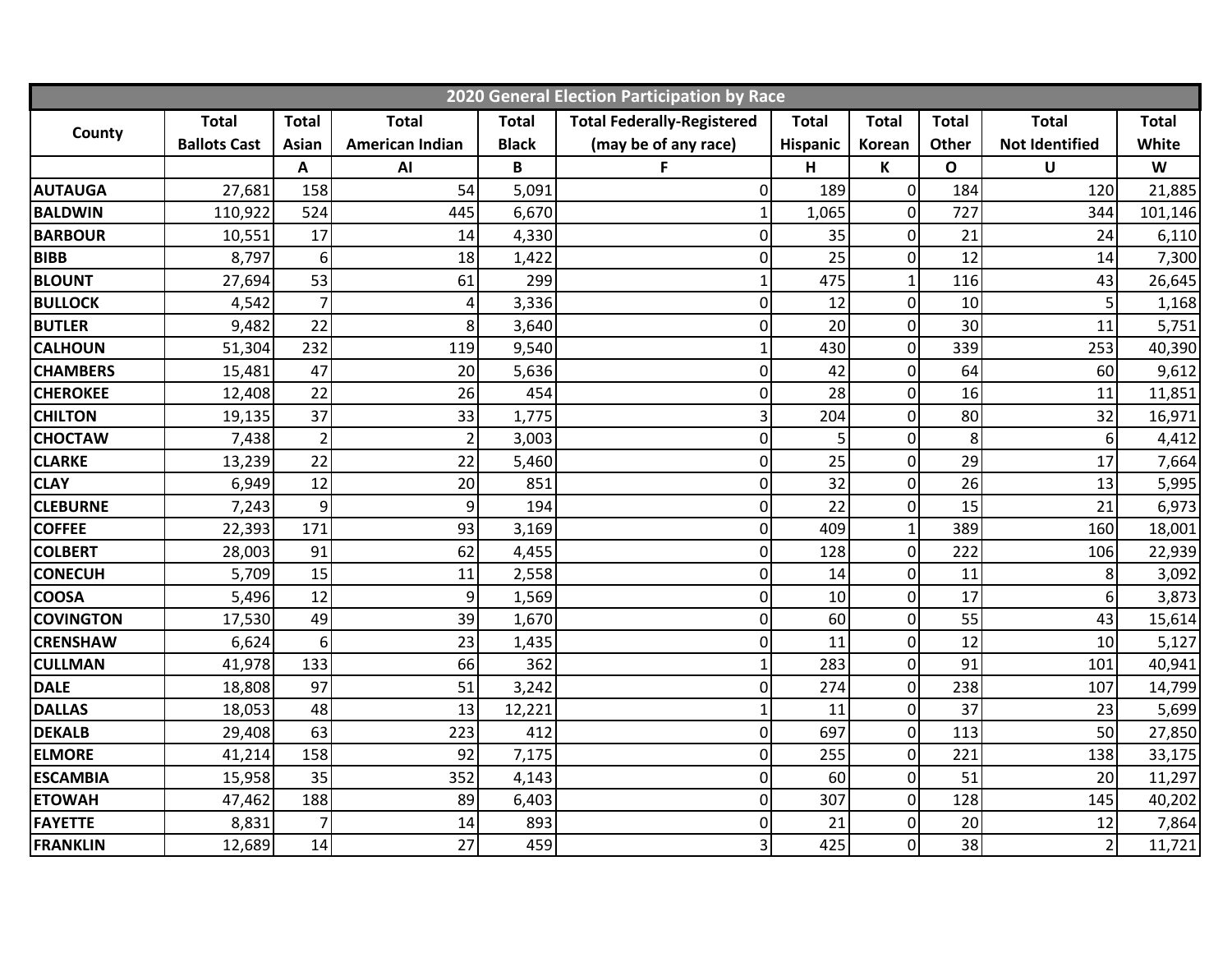| 2020 General Election Participation by Race | | | | | | | | | | |
|---|---|---|---|---|---|---|---|---|---|---|
| County | Total Ballots Cast | Total Asian | Total American Indian | Total Black | Total Federally-Registered (may be of any race) | Total Hispanic | Total Korean | Total Other | Total Not Identified | Total White |
| | | A | AI | B | F | H | K | O | U | W |
| AUTAUGA | 27,681 | 158 | 54 | 5,091 | 0 | 189 | 0 | 184 | 120 | 21,885 |
| BALDWIN | 110,922 | 524 | 445 | 6,670 | 1 | 1,065 | 0 | 727 | 344 | 101,146 |
| BARBOUR | 10,551 | 17 | 14 | 4,330 | 0 | 35 | 0 | 21 | 24 | 6,110 |
| BIBB | 8,797 | 6 | 18 | 1,422 | 0 | 25 | 0 | 12 | 14 | 7,300 |
| BLOUNT | 27,694 | 53 | 61 | 299 | 1 | 475 | 1 | 116 | 43 | 26,645 |
| BULLOCK | 4,542 | 7 | 4 | 3,336 | 0 | 12 | 0 | 10 | 5 | 1,168 |
| BUTLER | 9,482 | 22 | 8 | 3,640 | 0 | 20 | 0 | 30 | 11 | 5,751 |
| CALHOUN | 51,304 | 232 | 119 | 9,540 | 1 | 430 | 0 | 339 | 253 | 40,390 |
| CHAMBERS | 15,481 | 47 | 20 | 5,636 | 0 | 42 | 0 | 64 | 60 | 9,612 |
| CHEROKEE | 12,408 | 22 | 26 | 454 | 0 | 28 | 0 | 16 | 11 | 11,851 |
| CHILTON | 19,135 | 37 | 33 | 1,775 | 3 | 204 | 0 | 80 | 32 | 16,971 |
| CHOCTAW | 7,438 | 2 | 2 | 3,003 | 0 | 5 | 0 | 8 | 6 | 4,412 |
| CLARKE | 13,239 | 22 | 22 | 5,460 | 0 | 25 | 0 | 29 | 17 | 7,664 |
| CLAY | 6,949 | 12 | 20 | 851 | 0 | 32 | 0 | 26 | 13 | 5,995 |
| CLEBURNE | 7,243 | 9 | 9 | 194 | 0 | 22 | 0 | 15 | 21 | 6,973 |
| COFFEE | 22,393 | 171 | 93 | 3,169 | 0 | 409 | 1 | 389 | 160 | 18,001 |
| COLBERT | 28,003 | 91 | 62 | 4,455 | 0 | 128 | 0 | 222 | 106 | 22,939 |
| CONECUH | 5,709 | 15 | 11 | 2,558 | 0 | 14 | 0 | 11 | 8 | 3,092 |
| COOSA | 5,496 | 12 | 9 | 1,569 | 0 | 10 | 0 | 17 | 6 | 3,873 |
| COVINGTON | 17,530 | 49 | 39 | 1,670 | 0 | 60 | 0 | 55 | 43 | 15,614 |
| CRENSHAW | 6,624 | 6 | 23 | 1,435 | 0 | 11 | 0 | 12 | 10 | 5,127 |
| CULLMAN | 41,978 | 133 | 66 | 362 | 1 | 283 | 0 | 91 | 101 | 40,941 |
| DALE | 18,808 | 97 | 51 | 3,242 | 0 | 274 | 0 | 238 | 107 | 14,799 |
| DALLAS | 18,053 | 48 | 13 | 12,221 | 1 | 11 | 0 | 37 | 23 | 5,699 |
| DEKALB | 29,408 | 63 | 223 | 412 | 0 | 697 | 0 | 113 | 50 | 27,850 |
| ELMORE | 41,214 | 158 | 92 | 7,175 | 0 | 255 | 0 | 221 | 138 | 33,175 |
| ESCAMBIA | 15,958 | 35 | 352 | 4,143 | 0 | 60 | 0 | 51 | 20 | 11,297 |
| ETOWAH | 47,462 | 188 | 89 | 6,403 | 0 | 307 | 0 | 128 | 145 | 40,202 |
| FAYETTE | 8,831 | 7 | 14 | 893 | 0 | 21 | 0 | 20 | 12 | 7,864 |
| FRANKLIN | 12,689 | 14 | 27 | 459 | 3 | 425 | 0 | 38 | 2 | 11,721 |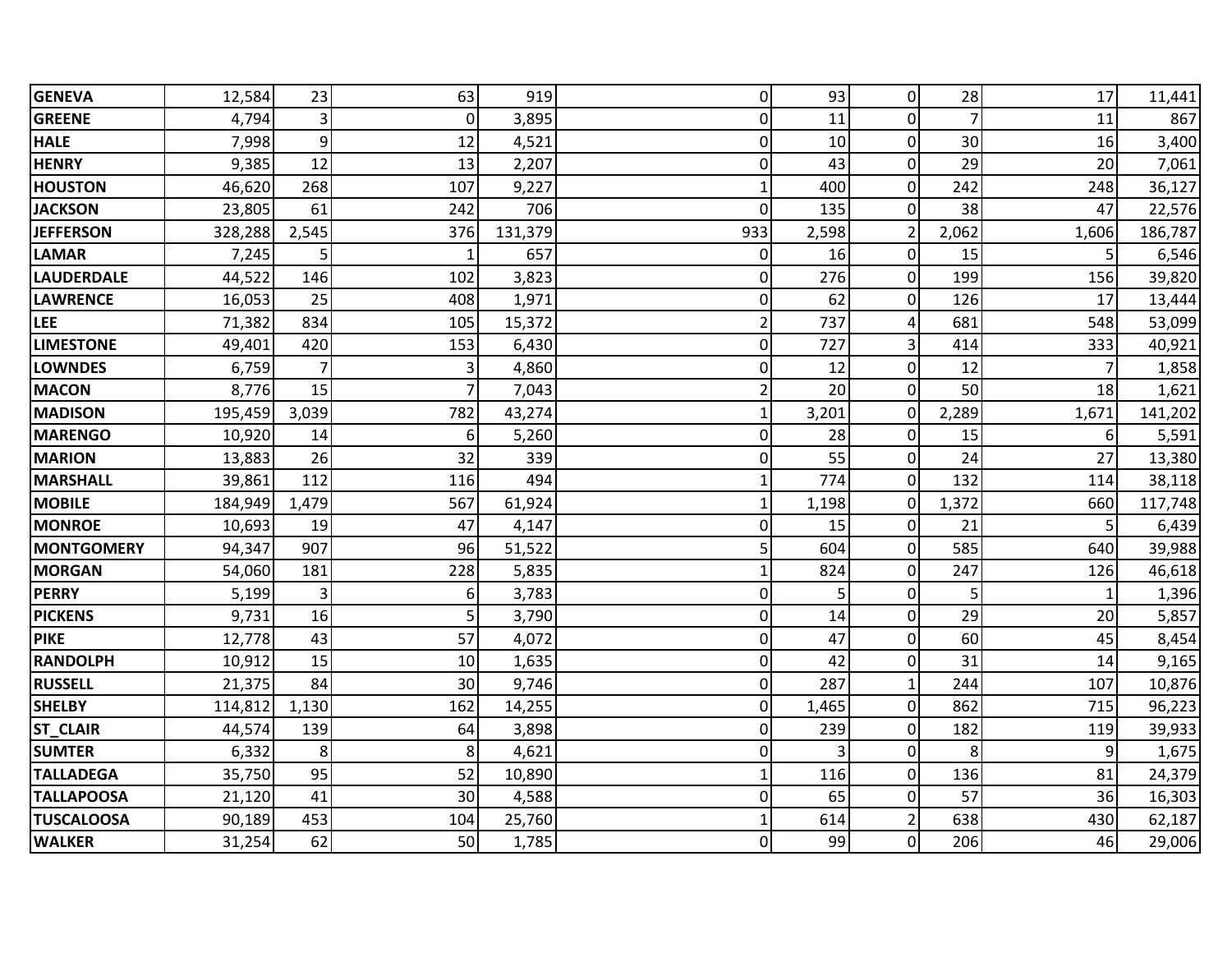| | | | | | | | | | | |
|---|---|---|---|---|---|---|---|---|---|---|
| **GENEVA** | 12,584 | 23 | 63 | 919 | 0 | 93 | 0 | 28 | 17 | 11,441 |
| **GREENE** | 4,794 | 3 | 0 | 3,895 | 0 | 11 | 0 | 7 | 11 | 867 |
| **HALE** | 7,998 | 9 | 12 | 4,521 | 0 | 10 | 0 | 30 | 16 | 3,400 |
| **HENRY** | 9,385 | 12 | 13 | 2,207 | 0 | 43 | 0 | 29 | 20 | 7,061 |
| **HOUSTON** | 46,620 | 268 | 107 | 9,227 | 1 | 400 | 0 | 242 | 248 | 36,127 |
| **JACKSON** | 23,805 | 61 | 242 | 706 | 0 | 135 | 0 | 38 | 47 | 22,576 |
| **JEFFERSON** | 328,288 | 2,545 | 376 | 131,379 | 933 | 2,598 | 2 | 2,062 | 1,606 | 186,787 |
| **LAMAR** | 7,245 | 5 | 1 | 657 | 0 | 16 | 0 | 15 | 5 | 6,546 |
| **LAUDERDALE** | 44,522 | 146 | 102 | 3,823 | 0 | 276 | 0 | 199 | 156 | 39,820 |
| **LAWRENCE** | 16,053 | 25 | 408 | 1,971 | 0 | 62 | 0 | 126 | 17 | 13,444 |
| **LEE** | 71,382 | 834 | 105 | 15,372 | 2 | 737 | 4 | 681 | 548 | 53,099 |
| **LIMESTONE** | 49,401 | 420 | 153 | 6,430 | 0 | 727 | 3 | 414 | 333 | 40,921 |
| **LOWNDES** | 6,759 | 7 | 3 | 4,860 | 0 | 12 | 0 | 12 | 7 | 1,858 |
| **MACON** | 8,776 | 15 | 7 | 7,043 | 2 | 20 | 0 | 50 | 18 | 1,621 |
| **MADISON** | 195,459 | 3,039 | 782 | 43,274 | 1 | 3,201 | 0 | 2,289 | 1,671 | 141,202 |
| **MARENGO** | 10,920 | 14 | 6 | 5,260 | 0 | 28 | 0 | 15 | 6 | 5,591 |
| **MARION** | 13,883 | 26 | 32 | 339 | 0 | 55 | 0 | 24 | 27 | 13,380 |
| **MARSHALL** | 39,861 | 112 | 116 | 494 | 1 | 774 | 0 | 132 | 114 | 38,118 |
| **MOBILE** | 184,949 | 1,479 | 567 | 61,924 | 1 | 1,198 | 0 | 1,372 | 660 | 117,748 |
| **MONROE** | 10,693 | 19 | 47 | 4,147 | 0 | 15 | 0 | 21 | 5 | 6,439 |
| **MONTGOMERY** | 94,347 | 907 | 96 | 51,522 | 5 | 604 | 0 | 585 | 640 | 39,988 |
| **MORGAN** | 54,060 | 181 | 228 | 5,835 | 1 | 824 | 0 | 247 | 126 | 46,618 |
| **PERRY** | 5,199 | 3 | 6 | 3,783 | 0 | 5 | 0 | 5 | 1 | 1,396 |
| **PICKENS** | 9,731 | 16 | 5 | 3,790 | 0 | 14 | 0 | 29 | 20 | 5,857 |
| **PIKE** | 12,778 | 43 | 57 | 4,072 | 0 | 47 | 0 | 60 | 45 | 8,454 |
| **RANDOLPH** | 10,912 | 15 | 10 | 1,635 | 0 | 42 | 0 | 31 | 14 | 9,165 |
| **RUSSELL** | 21,375 | 84 | 30 | 9,746 | 0 | 287 | 1 | 244 | 107 | 10,876 |
| **SHELBY** | 114,812 | 1,130 | 162 | 14,255 | 0 | 1,465 | 0 | 862 | 715 | 96,223 |
| **ST_CLAIR** | 44,574 | 139 | 64 | 3,898 | 0 | 239 | 0 | 182 | 119 | 39,933 |
| **SUMTER** | 6,332 | 8 | 8 | 4,621 | 0 | 3 | 0 | 8 | 9 | 1,675 |
| **TALLADEGA** | 35,750 | 95 | 52 | 10,890 | 1 | 116 | 0 | 136 | 81 | 24,379 |
| **TALLAPOOSA** | 21,120 | 41 | 30 | 4,588 | 0 | 65 | 0 | 57 | 36 | 16,303 |
| **TUSCALOOSA** | 90,189 | 453 | 104 | 25,760 | 1 | 614 | 2 | 638 | 430 | 62,187 |
| **WALKER** | 31,254 | 62 | 50 | 1,785 | 0 | 99 | 0 | 206 | 46 | 29,006 |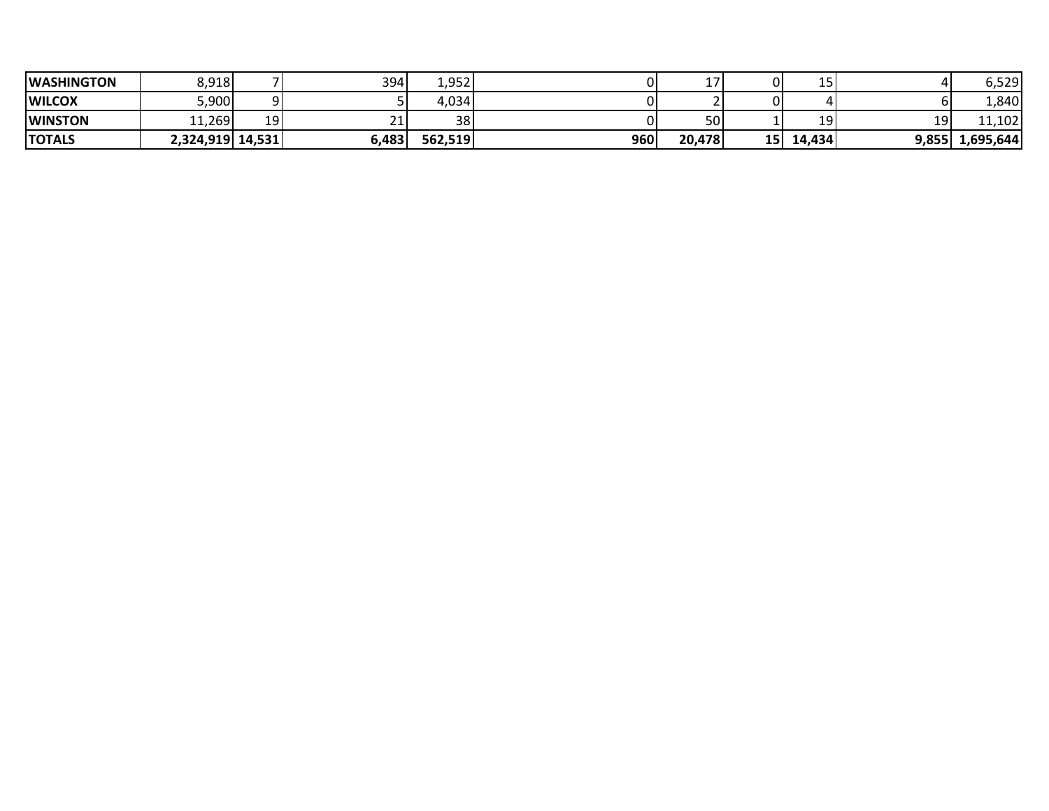| | | | | | | | | | | |
|---|---|---|---|---|---|---|---|---|---|---|
| **WASHINGTON** | 8,918 | 7 | 394 | 1,952 | 0 | 17 | 0 | 15 | 4 | 6,529 |
| **WILCOX** | 5,900 | 9 | 5 | 4,034 | 0 | 2 | 0 | 4 | 6 | 1,840 |
| **WINSTON** | 11,269 | 19 | 21 | 38 | 0 | 50 | 1 | 19 | 19 | 11,102 |
| **TOTALS** | **2,324,919** | **14,531** | **6,483** | **562,519** | **960** | **20,478** | **15** | **14,434** | **9,855** | **1,695,644** |